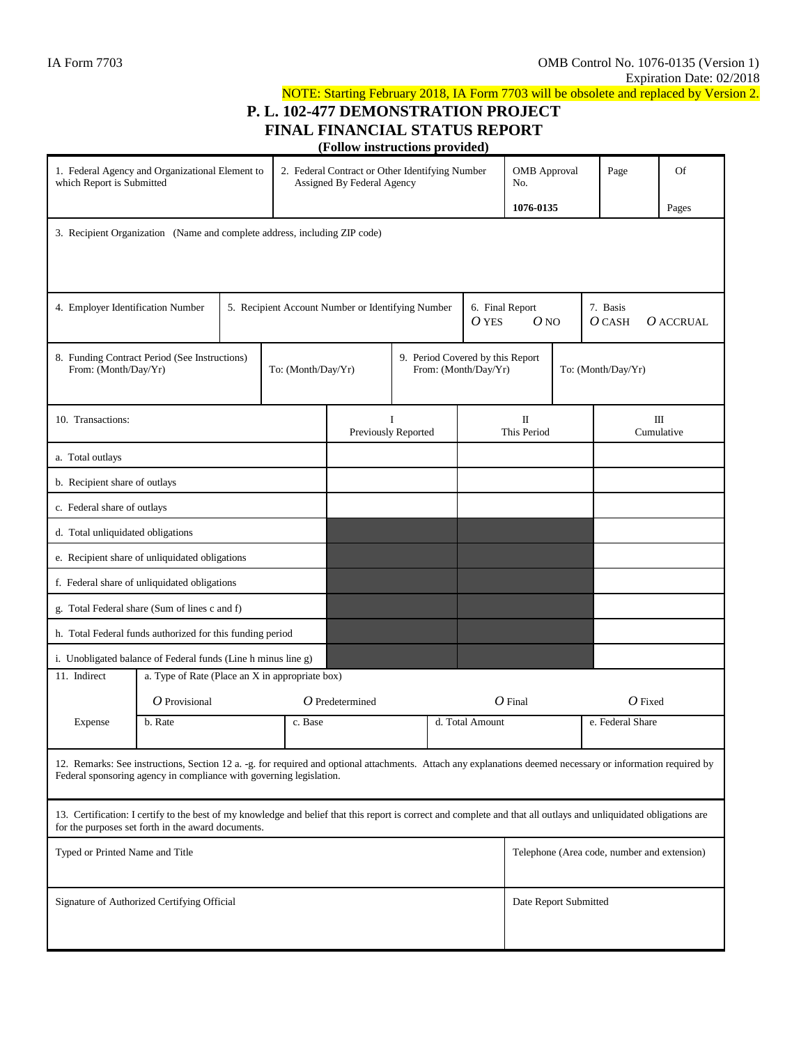IA Form 7703

OMB Control No. 1076-0135 (Version 1)
Expiration Date: 02/2018

NOTE: Starting February 2018, IA Form 7703 will be obsolete and replaced by Version 2.

# P. L. 102-477 DEMONSTRATION PROJECT
# FINAL FINANCIAL STATUS REPORT

**(Follow instructions provided)**

| 1. Federal Agency and Organizational Element to which Report is Submitted | 2. Federal Contract or Other Identifying Number Assigned By Federal Agency | OMB Approval No. **1076-0135** | Page | Of Pages |
|---|---|---|---|---|
| | | | | |

3. Recipient Organization (Name and complete address, including ZIP code)

| 4. Employer Identification Number | 5. Recipient Account Number or Identifying Number | 6. Final Report O YES O NO | 7. Basis O CASH O ACCRUAL |
|---|---|---|---|
| | | | |

| 8. Funding Contract Period (See Instructions) From: (Month/Day/Yr) | To: (Month/Day/Yr) | 9. Period Covered by this Report From: (Month/Day/Yr) | To: (Month/Day/Yr) |
|---|---|---|---|
| | | | |

| 10. Transactions: | I Previously Reported | II This Period | III Cumulative |
|---|---|---|---|
| a. Total outlays | | | |
| b. Recipient share of outlays | | | |
| c. Federal share of outlays | | | |
| d. Total unliquidated obligations | | | |
| e. Recipient share of unliquidated obligations | | | |
| f. Federal share of unliquidated obligations | | | |
| g. Total Federal share (Sum of lines c and f) | | | |
| h. Total Federal funds authorized for this funding period | | | |
| i. Unobligated balance of Federal funds (Line h minus line g) | | | |

| 11. Indirect Expense | a. Type of Rate (Place an X in appropriate box) | | | |
|---|---|---|---|---|
| | O Provisional | O Predetermined | O Final | O Fixed |
| | b. Rate | c. Base | d. Total Amount | e. Federal Share |

12. Remarks: See instructions, Section 12 a. -g. for required and optional attachments. Attach any explanations deemed necessary or information required by Federal sponsoring agency in compliance with governing legislation.

13. Certification: I certify to the best of my knowledge and belief that this report is correct and complete and that all outlays and unliquidated obligations are for the purposes set forth in the award documents.

| Typed or Printed Name and Title | Telephone (Area code, number and extension) |
|---|---|
| Signature of Authorized Certifying Official | Date Report Submitted |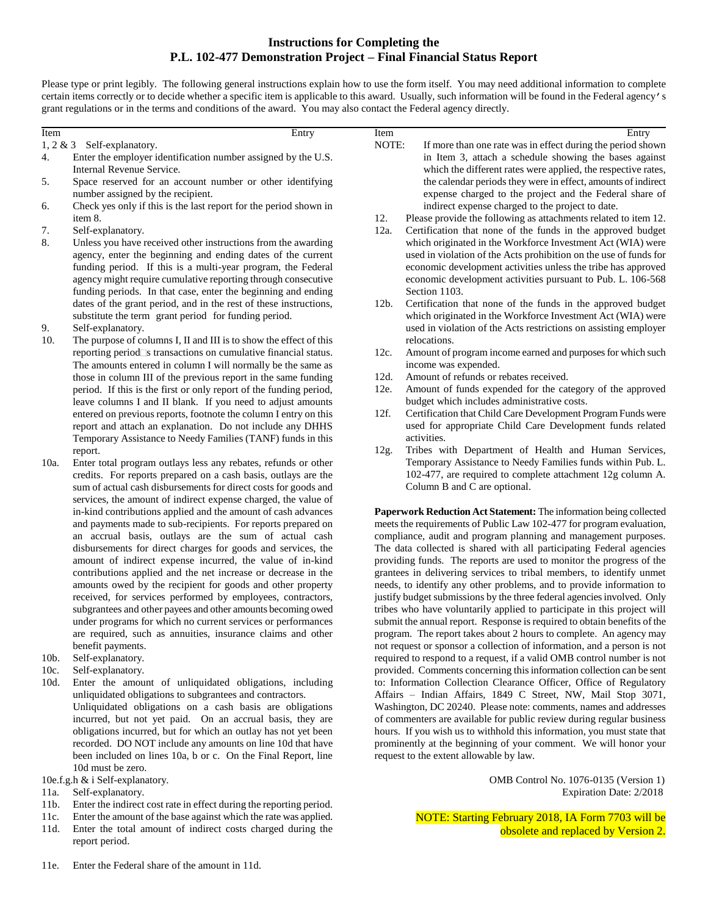# Instructions for Completing the P.L. 102-477 Demonstration Project – Final Financial Status Report

Please type or print legibly. The following general instructions explain how to use the form itself. You may need additional information to complete certain items correctly or to decide whether a specific item is applicable to this award. Usually, such information will be found in the Federal agency's grant regulations or in the terms and conditions of the award. You may also contact the Federal agency directly.

| Item | Entry |
|---|---|
| 1, 2 & 3 | Self-explanatory. |
| 4. | Enter the employer identification number assigned by the U.S. Internal Revenue Service. |
| 5. | Space reserved for an account number or other identifying number assigned by the recipient. |
| 6. | Check yes only if this is the last report for the period shown in item 8. |
| 7. | Self-explanatory. |
| 8. | Unless you have received other instructions from the awarding agency, enter the beginning and ending dates of the current funding period. If this is a multi-year program, the Federal agency might require cumulative reporting through consecutive funding periods. In that case, enter the beginning and ending dates of the grant period, and in the rest of these instructions, substitute the term grant period for funding period. |
| 9. | Self-explanatory. |
| 10. | The purpose of columns I, II and III is to show the effect of this reporting period□s transactions on cumulative financial status. The amounts entered in column I will normally be the same as those in column III of the previous report in the same funding period. If this is the first or only report of the funding period, leave columns I and II blank. If you need to adjust amounts entered on previous reports, footnote the column I entry on this report and attach an explanation. Do not include any DHHS Temporary Assistance to Needy Families (TANF) funds in this report. |
| 10a. | Enter total program outlays less any rebates, refunds or other credits. For reports prepared on a cash basis, outlays are the sum of actual cash disbursements for direct costs for goods and services, the amount of indirect expense charged, the value of in-kind contributions applied and the amount of cash advances and payments made to sub-recipients. For reports prepared on an accrual basis, outlays are the sum of actual cash disbursements for direct charges for goods and services, the amount of indirect expense incurred, the value of in-kind contributions applied and the net increase or decrease in the amounts owed by the recipient for goods and other property received, for services performed by employees, contractors, subgrantees and other payees and other amounts becoming owed under programs for which no current services or performances are required, such as annuities, insurance claims and other benefit payments. |
| 10b. | Self-explanatory. |
| 10c. | Self-explanatory. |
| 10d. | Enter the amount of unliquidated obligations, including unliquidated obligations to subgrantees and contractors. Unliquidated obligations on a cash basis are obligations incurred, but not yet paid. On an accrual basis, they are obligations incurred, but for which an outlay has not yet been recorded. DO NOT include any amounts on line 10d that have been included on lines 10a, b or c. On the Final Report, line 10d must be zero. |
| 10e.f.g.h & i | Self-explanatory. |
| 11a. | Self-explanatory. |
| 11b. | Enter the indirect cost rate in effect during the reporting period. |
| 11c. | Enter the amount of the base against which the rate was applied. |
| 11d. | Enter the total amount of indirect costs charged during the report period. |
| 11e. | Enter the Federal share of the amount in 11d. |
| NOTE: | If more than one rate was in effect during the period shown in Item 3, attach a schedule showing the bases against which the different rates were applied, the respective rates, the calendar periods they were in effect, amounts of indirect expense charged to the project and the Federal share of indirect expense charged to the project to date. |
| 12. | Please provide the following as attachments related to item 12. |
| 12a. | Certification that none of the funds in the approved budget which originated in the Workforce Investment Act (WIA) were used in violation of the Acts prohibition on the use of funds for economic development activities unless the tribe has approved economic development activities pursuant to Pub. L. 106-568 Section 1103. |
| 12b. | Certification that none of the funds in the approved budget which originated in the Workforce Investment Act (WIA) were used in violation of the Acts restrictions on assisting employer relocations. |
| 12c. | Amount of program income earned and purposes for which such income was expended. |
| 12d. | Amount of refunds or rebates received. |
| 12e. | Amount of funds expended for the category of the approved budget which includes administrative costs. |
| 12f. | Certification that Child Care Development Program Funds were used for appropriate Child Care Development funds related activities. |
| 12g. | Tribes with Department of Health and Human Services, Temporary Assistance to Needy Families funds within Pub. L. 102-477, are required to complete attachment 12g column A. Column B and C are optional. |

**Paperwork Reduction Act Statement:** The information being collected meets the requirements of Public Law 102-477 for program evaluation, compliance, audit and program planning and management purposes. The data collected is shared with all participating Federal agencies providing funds. The reports are used to monitor the progress of the grantees in delivering services to tribal members, to identify unmet needs, to identify any other problems, and to provide information to justify budget submissions by the three federal agencies involved. Only tribes who have voluntarily applied to participate in this project will submit the annual report. Response is required to obtain benefits of the program. The report takes about 2 hours to complete. An agency may not request or sponsor a collection of information, and a person is not required to respond to a request, if a valid OMB control number is not provided. Comments concerning this information collection can be sent to: Information Collection Clearance Officer, Office of Regulatory Affairs – Indian Affairs, 1849 C Street, NW, Mail Stop 3071, Washington, DC 20240. Please note: comments, names and addresses of commenters are available for public review during regular business hours. If you wish us to withhold this information, you must state that prominently at the beginning of your comment. We will honor your request to the extent allowable by law.

OMB Control No. 1076-0135 (Version 1)
Expiration Date: 2/2018

NOTE: Starting February 2018, IA Form 7703 will be obsolete and replaced by Version 2.